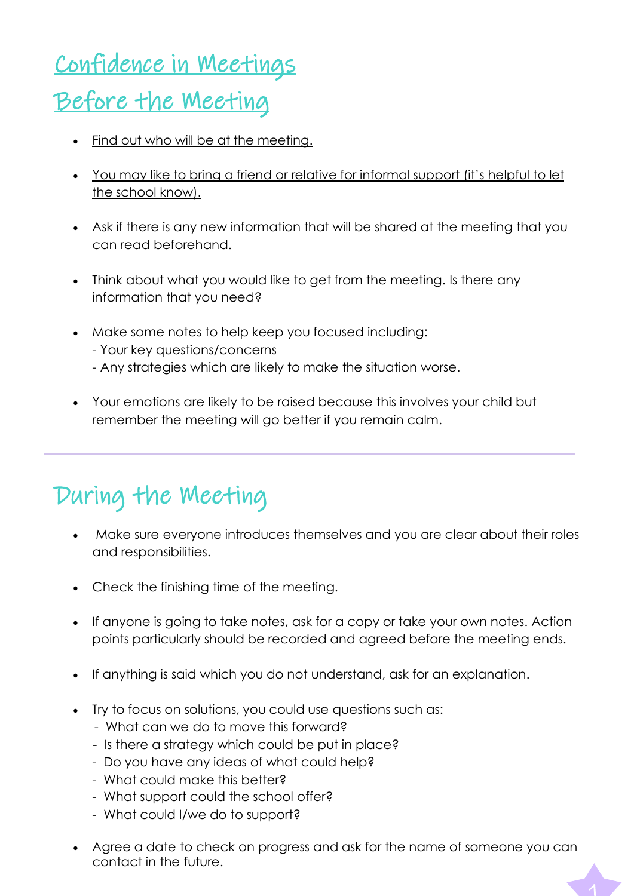# Confidence in Meetings

## Before the Meeting

- Find out who will be at the meeting.
- You may like to bring a friend or relative for informal support (it's helpful to let the school know).
- Ask if there is any new information that will be shared at the meeting that you can read beforehand.
- Think about what you would like to get from the meeting. Is there any information that you need?
- Make some notes to help keep you focused including:
  - Your key questions/concerns
  - Any strategies which are likely to make the situation worse.
- Your emotions are likely to be raised because this involves your child but remember the meeting will go better if you remain calm.

---

## During the Meeting

- Make sure everyone introduces themselves and you are clear about their roles and responsibilities.
- Check the finishing time of the meeting.
- If anyone is going to take notes, ask for a copy or take your own notes. Action points particularly should be recorded and agreed before the meeting ends.
- If anything is said which you do not understand, ask for an explanation.
- Try to focus on solutions, you could use questions such as:
  - What can we do to move this forward?
  - Is there a strategy which could be put in place?
  - Do you have any ideas of what could help?
  - What could make this better?
  - What support could the school offer?
  - What could I/we do to support?
- Agree a date to check on progress and ask for the name of someone you can contact in the future.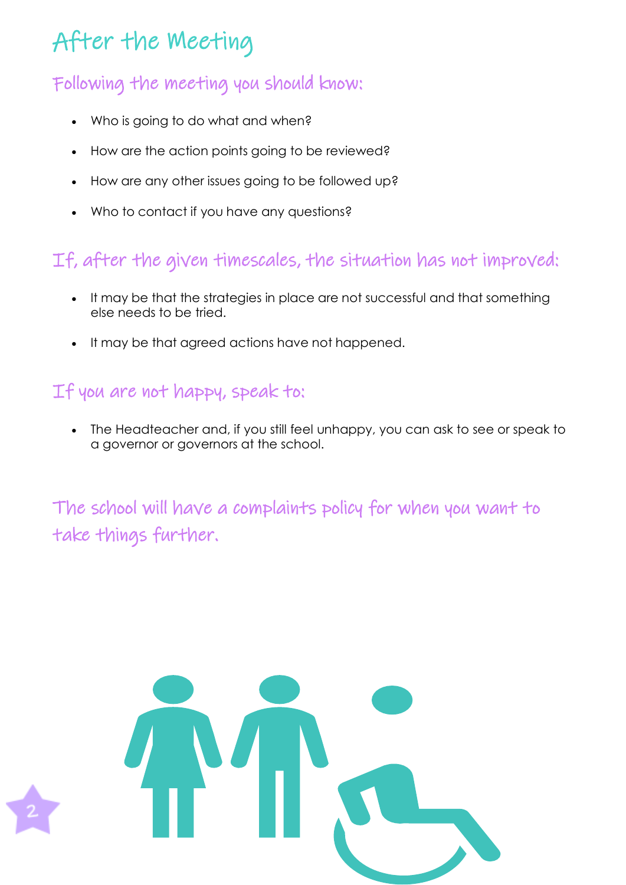# After the Meeting

## Following the meeting you should know:

- Who is going to do what and when?
- How are the action points going to be reviewed?
- How are any other issues going to be followed up?
- Who to contact if you have any questions?

## If, after the given timescales, the situation has not improved:

- It may be that the strategies in place are not successful and that something else needs to be tried.
- It may be that agreed actions have not happened.

## If you are not happy, speak to:

- The Headteacher and, if you still feel unhappy, you can ask to see or speak to a governor or governors at the school.

## The school will have a complaints policy for when you want to take things further.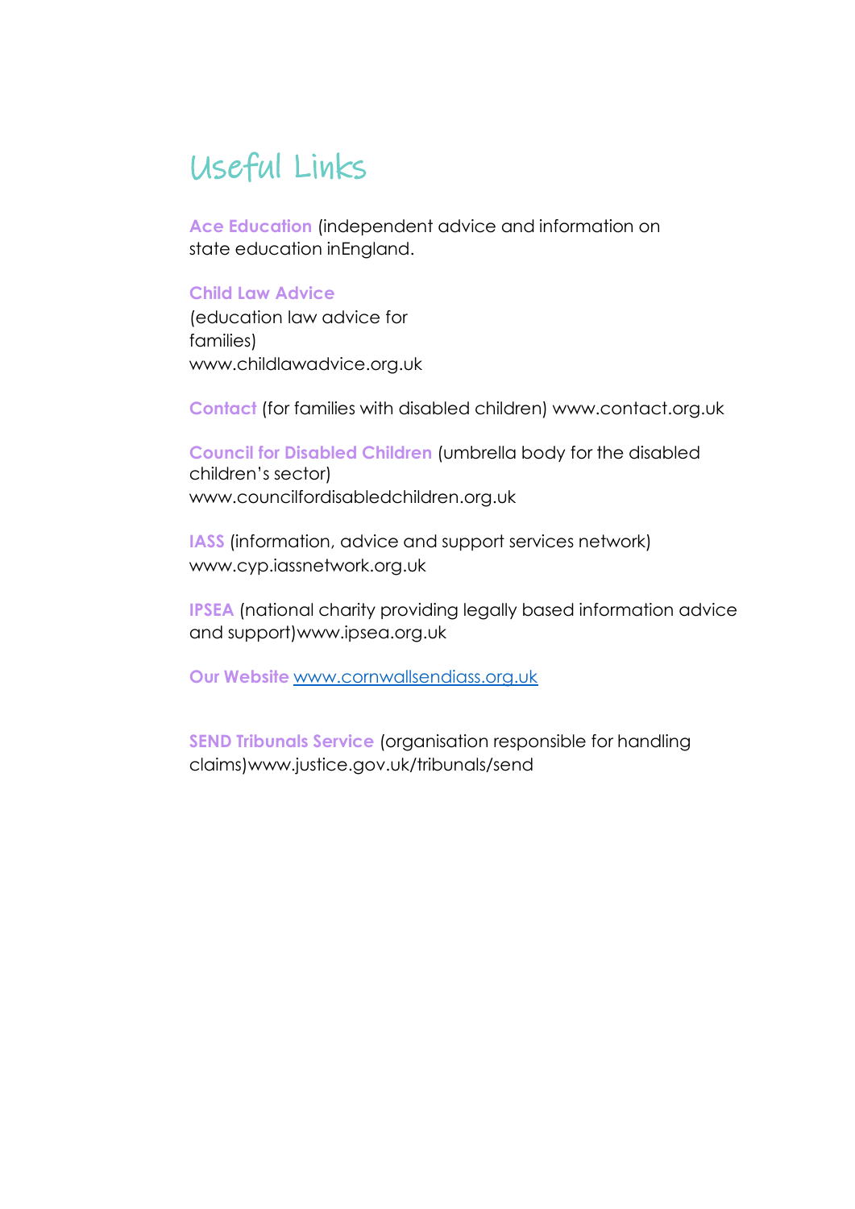# Useful Links

**Ace Education** (independent advice and information on state education inEngland.

**Child Law Advice**
(education law advice for families)
www.childlawadvice.org.uk

**Contact** (for families with disabled children) www.contact.org.uk

**Council for Disabled Children** (umbrella body for the disabled children's sector)
www.councilfordisabledchildren.org.uk

**IASS** (information, advice and support services network)
www.cyp.iassnetwork.org.uk

**IPSEA** (national charity providing legally based information advice and support)www.ipsea.org.uk

**Our Website** [www.cornwallsendiass.org.uk](www.cornwallsendiass.org.uk)

**SEND Tribunals Service** (organisation responsible for handling claims)www.justice.gov.uk/tribunals/send